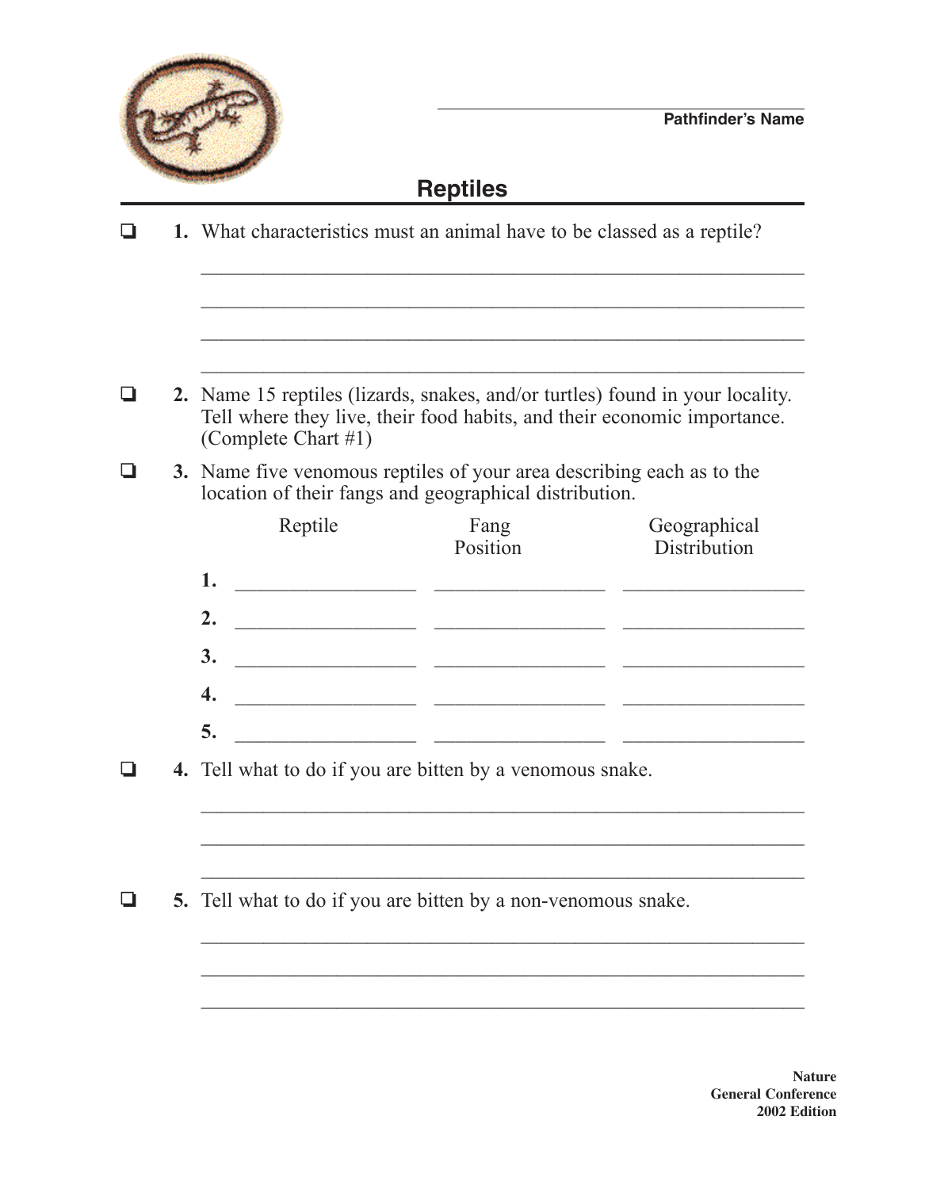Pathfinder's Name

## Reptiles

❑ **1.** What characteristics must an animal have to be classed as a reptile?

\_\_\_\_\_\_\_\_\_\_\_\_\_\_\_\_\_\_\_\_\_\_\_\_\_\_\_\_\_\_\_\_\_\_\_\_\_\_\_\_\_\_\_\_\_\_\_\_

\_\_\_\_\_\_\_\_\_\_\_\_\_\_\_\_\_\_\_\_\_\_\_\_\_\_\_\_\_\_\_\_\_\_\_\_\_\_\_\_\_\_\_\_\_\_\_\_

\_\_\_\_\_\_\_\_\_\_\_\_\_\_\_\_\_\_\_\_\_\_\_\_\_\_\_\_\_\_\_\_\_\_\_\_\_\_\_\_\_\_\_\_\_\_\_\_

\_\_\_\_\_\_\_\_\_\_\_\_\_\_\_\_\_\_\_\_\_\_\_\_\_\_\_\_\_\_\_\_\_\_\_\_\_\_\_\_\_\_\_\_\_\_\_\_

❑ **2.** Name 15 reptiles (lizards, snakes, and/or turtles) found in your locality. Tell where they live, their food habits, and their economic importance. (Complete Chart #1)

❑ **3.** Name five venomous reptiles of your area describing each as to the location of their fangs and geographical distribution.

| | Reptile | Fang Position | Geographical Distribution |
|---|---|---|---|
| **1.** | | | |
| **2.** | | | |
| **3.** | | | |
| **4.** | | | |
| **5.** | | | |

❑ **4.** Tell what to do if you are bitten by a venomous snake.

\_\_\_\_\_\_\_\_\_\_\_\_\_\_\_\_\_\_\_\_\_\_\_\_\_\_\_\_\_\_\_\_\_\_\_\_\_\_\_\_\_\_\_\_\_\_\_\_

\_\_\_\_\_\_\_\_\_\_\_\_\_\_\_\_\_\_\_\_\_\_\_\_\_\_\_\_\_\_\_\_\_\_\_\_\_\_\_\_\_\_\_\_\_\_\_\_

\_\_\_\_\_\_\_\_\_\_\_\_\_\_\_\_\_\_\_\_\_\_\_\_\_\_\_\_\_\_\_\_\_\_\_\_\_\_\_\_\_\_\_\_\_\_\_\_

❑ **5.** Tell what to do if you are bitten by a non-venomous snake.

\_\_\_\_\_\_\_\_\_\_\_\_\_\_\_\_\_\_\_\_\_\_\_\_\_\_\_\_\_\_\_\_\_\_\_\_\_\_\_\_\_\_\_\_\_\_\_\_

\_\_\_\_\_\_\_\_\_\_\_\_\_\_\_\_\_\_\_\_\_\_\_\_\_\_\_\_\_\_\_\_\_\_\_\_\_\_\_\_\_\_\_\_\_\_\_\_

\_\_\_\_\_\_\_\_\_\_\_\_\_\_\_\_\_\_\_\_\_\_\_\_\_\_\_\_\_\_\_\_\_\_\_\_\_\_\_\_\_\_\_\_\_\_\_\_

**Nature**
**General Conference**
**2002 Edition**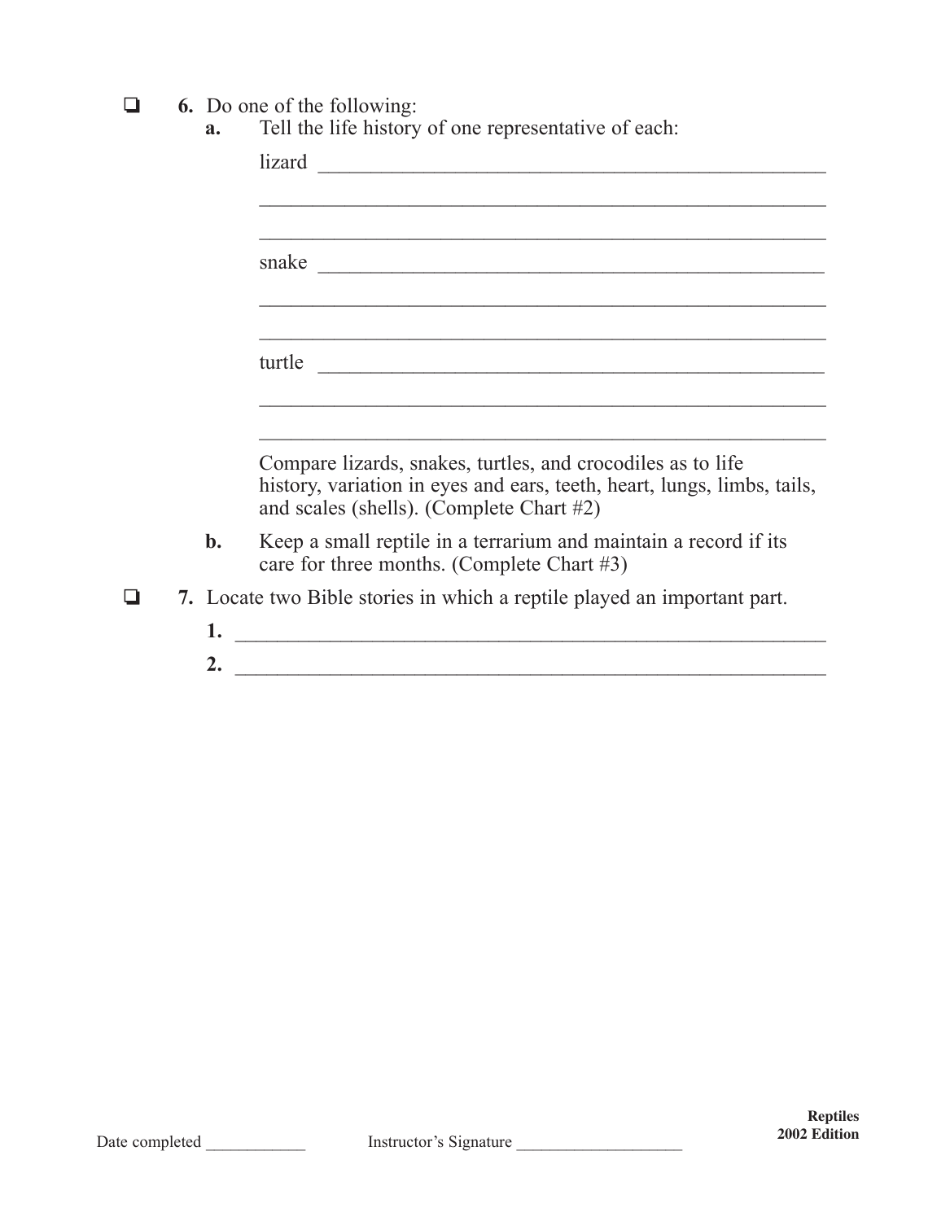- [ ] **6.** Do one of the following:

    **a.** Tell the life history of one representative of each:

    lizard ______________________________________________

    ____________________________________________________

    ____________________________________________________

    snake ______________________________________________

    ____________________________________________________

    ____________________________________________________

    turtle ______________________________________________

    ____________________________________________________

    ____________________________________________________

    Compare lizards, snakes, turtles, and crocodiles as to life history, variation in eyes and ears, teeth, heart, lungs, limbs, tails, and scales (shells). (Complete Chart #2)

    **b.** Keep a small reptile in a terrarium and maintain a record if its care for three months. (Complete Chart #3)

- [ ] **7.** Locate two Bible stories in which a reptile played an important part.

    **1.** ____________________________________________________

    **2.** ____________________________________________________

Date completed ____________ Instructor's Signature ____________________

**Reptiles**
**2002 Edition**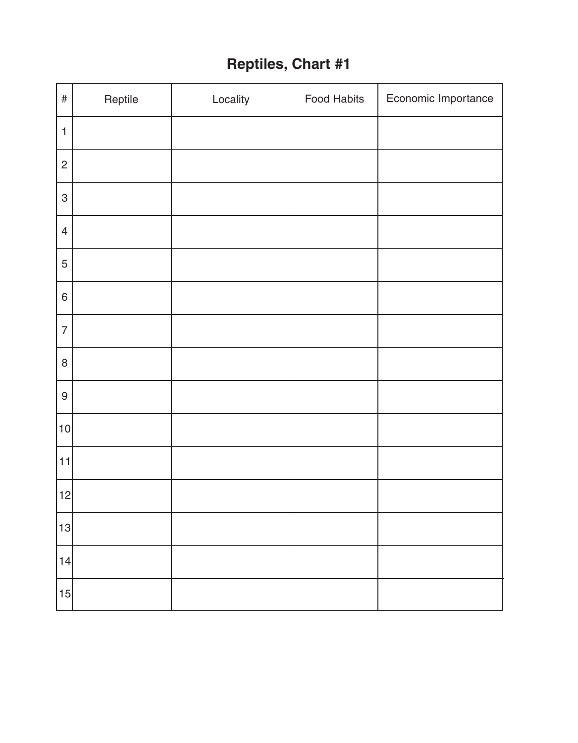# Reptiles, Chart #1

| # | Reptile | Locality | Food Habits | Economic Importance |
|---|---|---|---|---|
| 1 | | | | |
| 2 | | | | |
| 3 | | | | |
| 4 | | | | |
| 5 | | | | |
| 6 | | | | |
| 7 | | | | |
| 8 | | | | |
| 9 | | | | |
| 10 | | | | |
| 11 | | | | |
| 12 | | | | |
| 13 | | | | |
| 14 | | | | |
| 15 | | | | |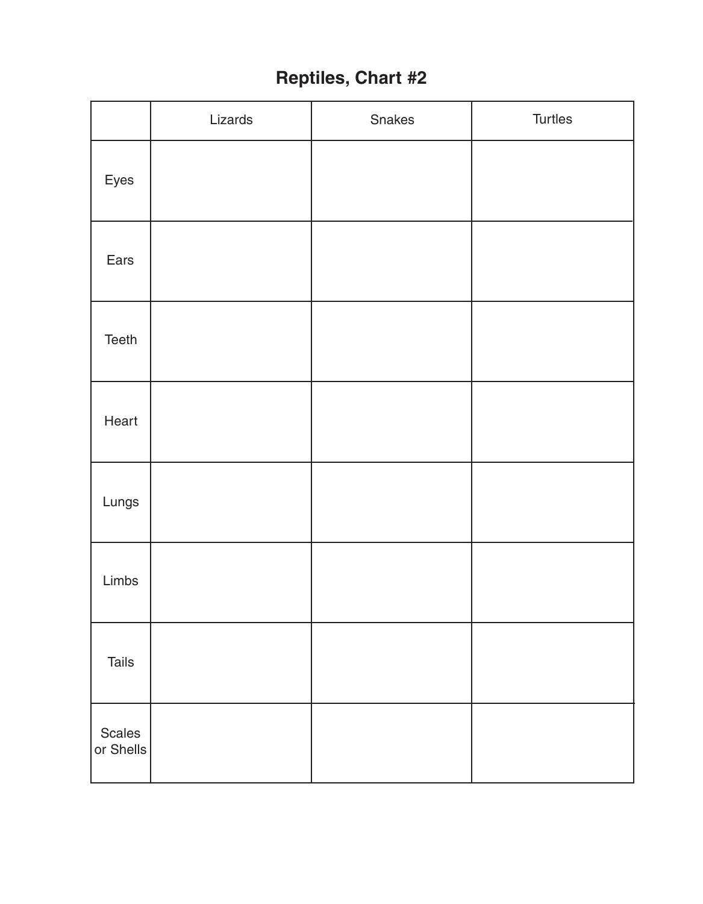# Reptiles, Chart #2

| | Lizards | Snakes | Turtles |
|---|---|---|---|
| Eyes | | | |
| Ears | | | |
| Teeth | | | |
| Heart | | | |
| Lungs | | | |
| Limbs | | | |
| Tails | | | |
| Scales or Shells | | | |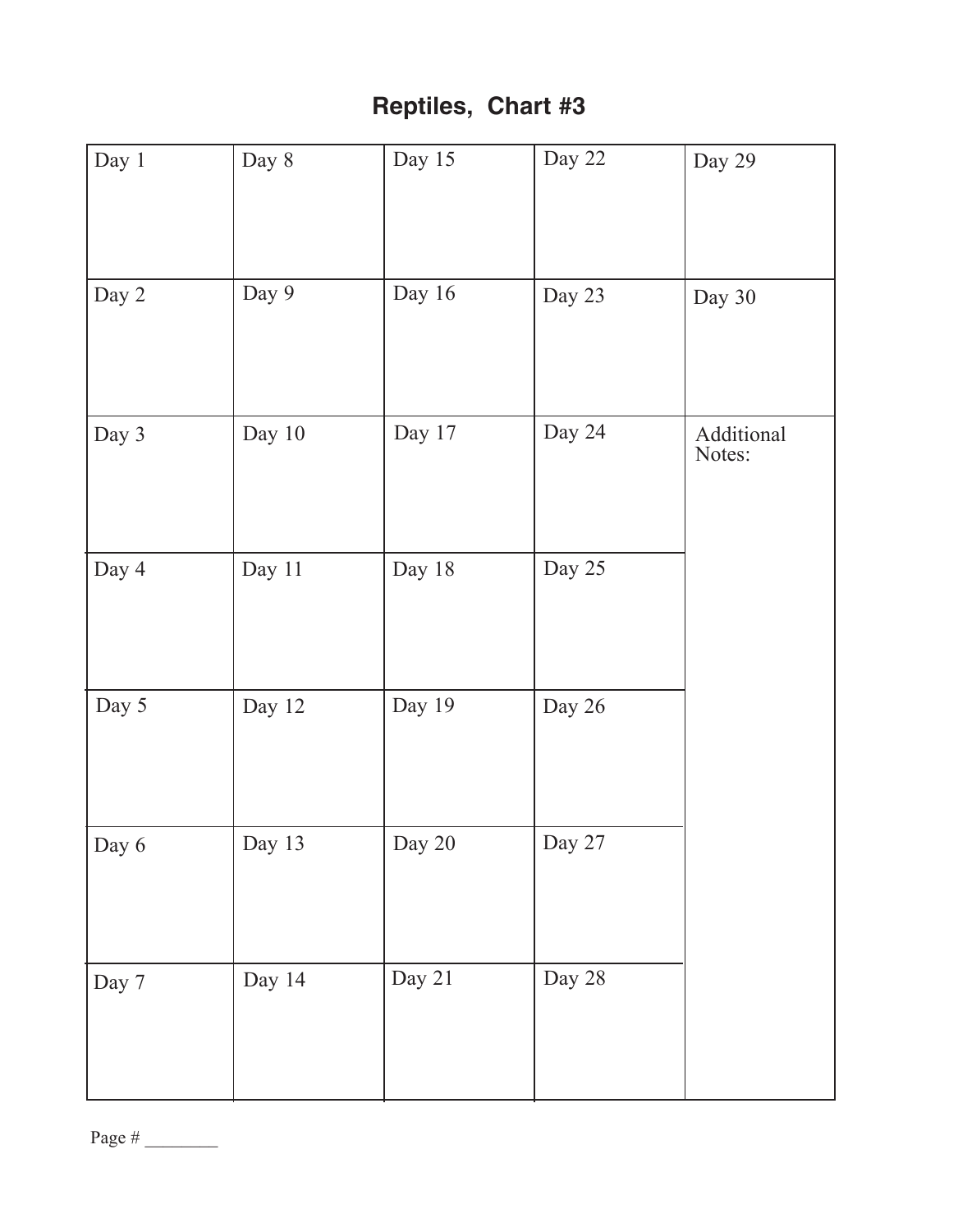# Reptiles, Chart #3

| Day 1 | Day 8 | Day 15 | Day 22 | Day 29 |
|---|---|---|---|---|
| Day 2 | Day 9 | Day 16 | Day 23 | Day 30 |
| Day 3 | Day 10 | Day 17 | Day 24 | Additional Notes: |
| Day 4 | Day 11 | Day 18 | Day 25 | |
| Day 5 | Day 12 | Day 19 | Day 26 | |
| Day 6 | Day 13 | Day 20 | Day 27 | |
| Day 7 | Day 14 | Day 21 | Day 28 | |

Page # ________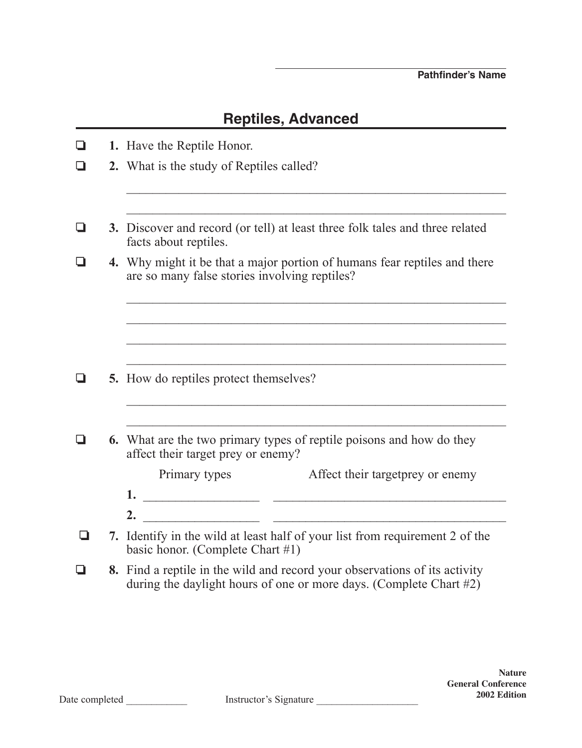Pathfinder's Name

## Reptiles, Advanced

- ❑ **1.** Have the Reptile Honor.
- ❑ **2.** What is the study of Reptiles called?

____________________________________________________________

____________________________________________________________

- ❑ **3.** Discover and record (or tell) at least three folk tales and three related facts about reptiles.
- ❑ **4.** Why might it be that a major portion of humans fear reptiles and there are so many false stories involving reptiles?

____________________________________________________________

____________________________________________________________

____________________________________________________________

____________________________________________________________

- ❑ **5.** How do reptiles protect themselves?

____________________________________________________________

____________________________________________________________

- ❑ **6.** What are the two primary types of reptile poisons and how do they affect their target prey or enemy?

| | Primary types | Affect their targetprey or enemy |
|---|---|---|
| **1.** | __________________ | ____________________________________ |
| **2.** | __________________ | ____________________________________ |

- ❑ **7.** Identify in the wild at least half of your list from requirement 2 of the basic honor. (Complete Chart #1)
- ❑ **8.** Find a reptile in the wild and record your observations of its activity during the daylight hours of one or more days. (Complete Chart #2)

Date completed ____________ Instructor's Signature ____________________

**Nature**
**General Conference**
**2002 Edition**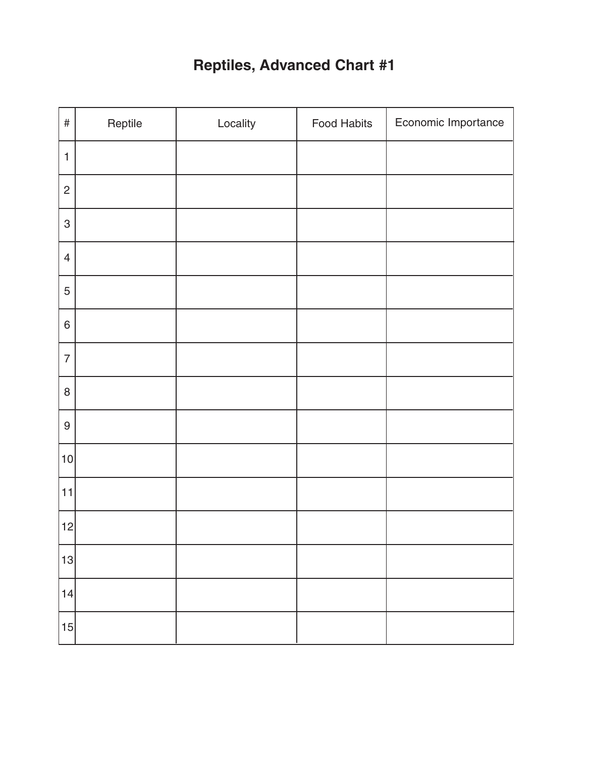# Reptiles, Advanced Chart #1

| # | Reptile | Locality | Food Habits | Economic Importance |
|---|---|---|---|---|
| 1 | | | | |
| 2 | | | | |
| 3 | | | | |
| 4 | | | | |
| 5 | | | | |
| 6 | | | | |
| 7 | | | | |
| 8 | | | | |
| 9 | | | | |
| 10 | | | | |
| 11 | | | | |
| 12 | | | | |
| 13 | | | | |
| 14 | | | | |
| 15 | | | | |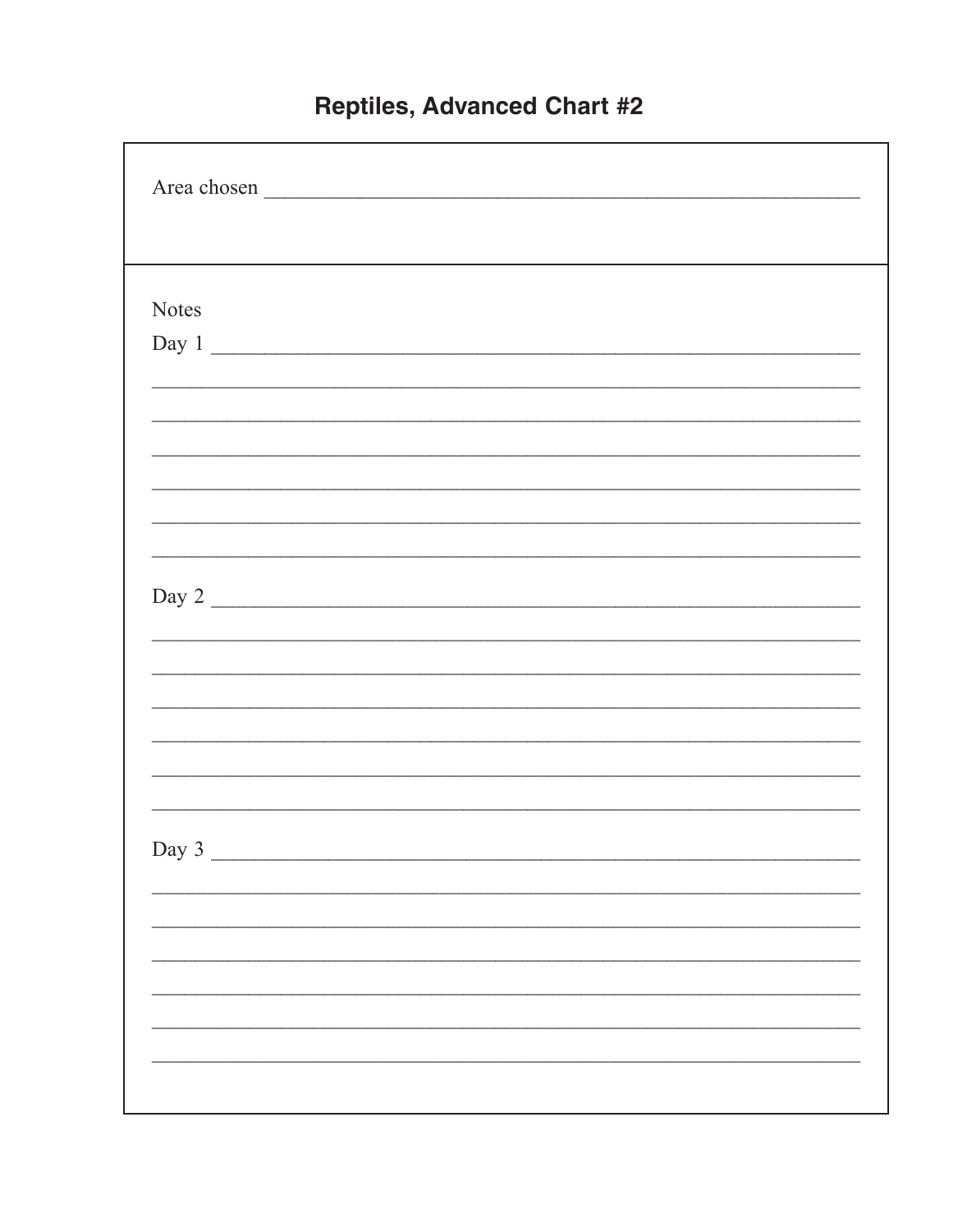# Reptiles, Advanced Chart #2

Area chosen ________________________________________________

Notes

Day 1 ________________________________________________

________________________________________________

________________________________________________

________________________________________________

________________________________________________

________________________________________________

________________________________________________

Day 2 ________________________________________________

________________________________________________

________________________________________________

________________________________________________

________________________________________________

________________________________________________

________________________________________________

Day 3 ________________________________________________

________________________________________________

________________________________________________

________________________________________________

________________________________________________

________________________________________________

________________________________________________